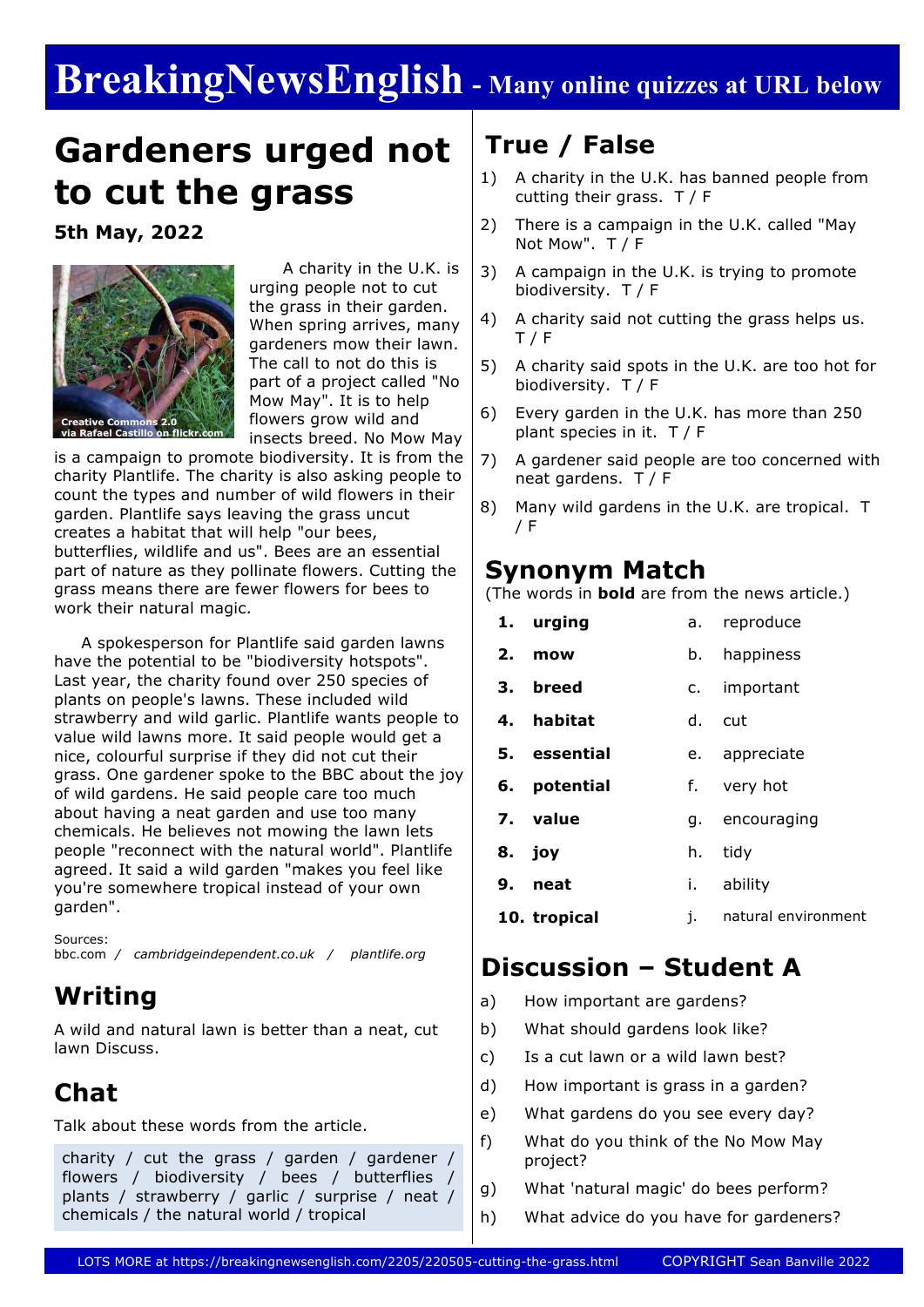# BreakingNewsEnglish - Many online quizzes at URL below

# Gardeners urged not to cut the grass

**5th May, 2022**

Creative Commons 2.0 via Rafael Castillo on flickr.com

A charity in the U.K. is urging people not to cut the grass in their garden. When spring arrives, many gardeners mow their lawn. The call to not do this is part of a project called "No Mow May". It is to help flowers grow wild and insects breed. No Mow May is a campaign to promote biodiversity. It is from the charity Plantlife. The charity is also asking people to count the types and number of wild flowers in their garden. Plantlife says leaving the grass uncut creates a habitat that will help "our bees, butterflies, wildlife and us". Bees are an essential part of nature as they pollinate flowers. Cutting the grass means there are fewer flowers for bees to work their natural magic.

A spokesperson for Plantlife said garden lawns have the potential to be "biodiversity hotspots". Last year, the charity found over 250 species of plants on people's lawns. These included wild strawberry and wild garlic. Plantlife wants people to value wild lawns more. It said people would get a nice, colourful surprise if they did not cut their grass. One gardener spoke to the BBC about the joy of wild gardens. He said people care too much about having a neat garden and use too many chemicals. He believes not mowing the lawn lets people "reconnect with the natural world". Plantlife agreed. It said a wild garden "makes you feel like you're somewhere tropical instead of your own garden".

Sources:
bbc.com / *cambridgeindependent.co.uk* / *plantlife.org*

## Writing

A wild and natural lawn is better than a neat, cut lawn Discuss.

## Chat

Talk about these words from the article.

charity / cut the grass / garden / gardener / flowers / biodiversity / bees / butterflies / plants / strawberry / garlic / surprise / neat / chemicals / the natural world / tropical

## True / False

1) A charity in the U.K. has banned people from cutting their grass. T / F
2) There is a campaign in the U.K. called "May Not Mow". T / F
3) A campaign in the U.K. is trying to promote biodiversity. T / F
4) A charity said not cutting the grass helps us. T / F
5) A charity said spots in the U.K. are too hot for biodiversity. T / F
6) Every garden in the U.K. has more than 250 plant species in it. T / F
7) A gardener said people are too concerned with neat gardens. T / F
8) Many wild gardens in the U.K. are tropical. T / F

## Synonym Match

(The words in **bold** are from the news article.)

| | | | |
|---|---|---|---|
| **1.** | **urging** | a. | reproduce |
| **2.** | **mow** | b. | happiness |
| **3.** | **breed** | c. | important |
| **4.** | **habitat** | d. | cut |
| **5.** | **essential** | e. | appreciate |
| **6.** | **potential** | f. | very hot |
| **7.** | **value** | g. | encouraging |
| **8.** | **joy** | h. | tidy |
| **9.** | **neat** | i. | ability |
| **10.** | **tropical** | j. | natural environment |

## Discussion – Student A

a) How important are gardens?
b) What should gardens look like?
c) Is a cut lawn or a wild lawn best?
d) How important is grass in a garden?
e) What gardens do you see every day?
f) What do you think of the No Mow May project?
g) What 'natural magic' do bees perform?
h) What advice do you have for gardeners?

LOTS MORE at https://breakingnewsenglish.com/2205/220505-cutting-the-grass.html COPYRIGHT Sean Banville 2022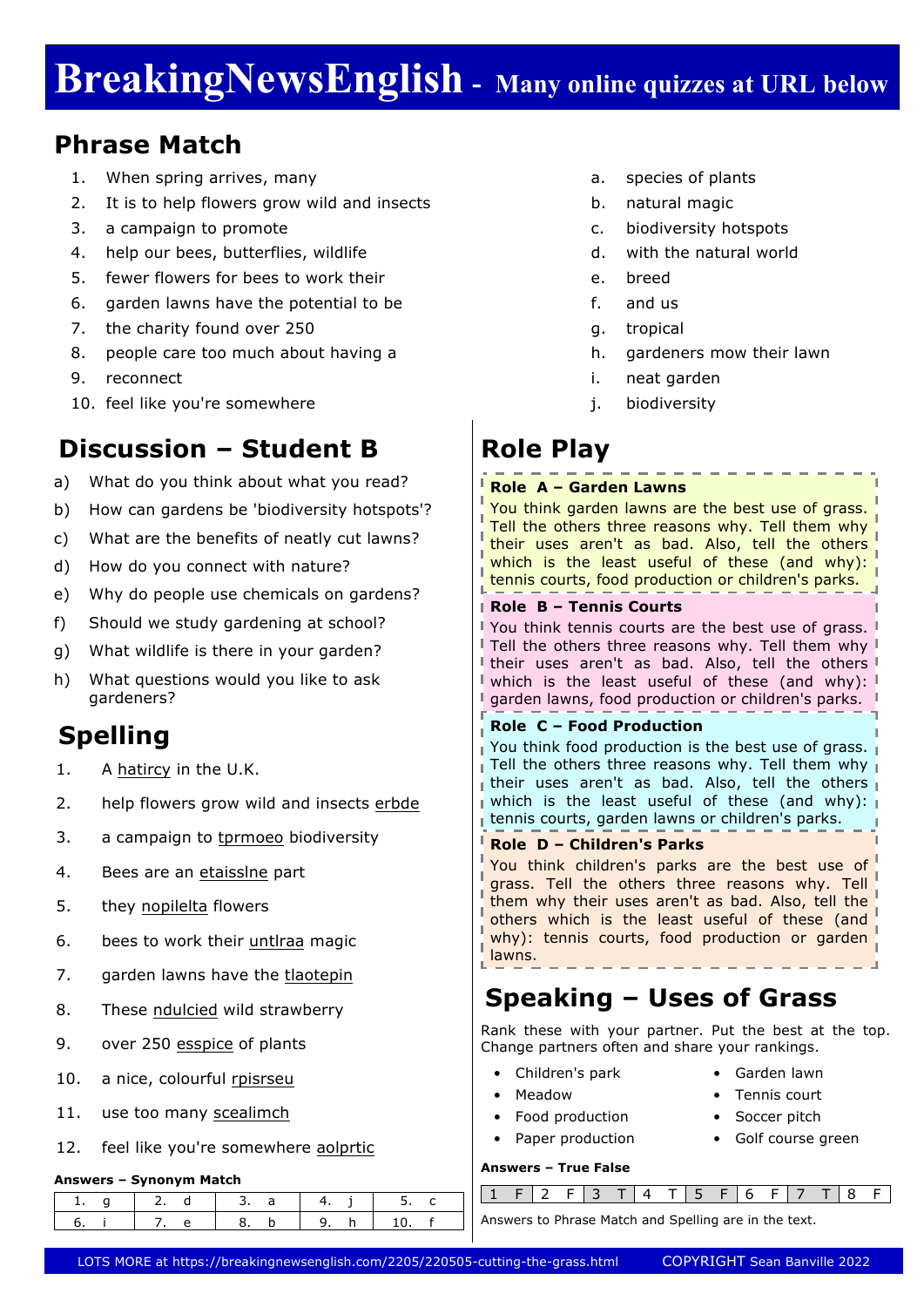## Phrase Match

1. When spring arrives, many
2. It is to help flowers grow wild and insects
3. a campaign to promote
4. help our bees, butterflies, wildlife
5. fewer flowers for bees to work their
6. garden lawns have the potential to be
7. the charity found over 250
8. people care too much about having a
9. reconnect
10. feel like you're somewhere

a. species of plants
b. natural magic
c. biodiversity hotspots
d. with the natural world
e. breed
f. and us
g. tropical
h. gardeners mow their lawn
i. neat garden
j. biodiversity

## Discussion – Student B

a) What do you think about what you read?
b) How can gardens be 'biodiversity hotspots'?
c) What are the benefits of neatly cut lawns?
d) How do you connect with nature?
e) Why do people use chemicals on gardens?
f) Should we study gardening at school?
g) What wildlife is there in your garden?
h) What questions would you like to ask gardeners?

## Spelling

1. A hatircy in the U.K.
2. help flowers grow wild and insects erbde
3. a campaign to tprmoeo biodiversity
4. Bees are an etaisslne part
5. they nopilelta flowers
6. bees to work their untlraa magic
7. garden lawns have the tlaotepin
8. These ndulcied wild strawberry
9. over 250 esspice of plants
10. a nice, colourful rpisrseu
11. use too many scealimch
12. feel like you're somewhere aolprtic

**Answers – Synonym Match**

| | | | | |
|---|---|---|---|---|
| 1. g | 2. d | 3. a | 4. j | 5. c |
| 6. i | 7. e | 8. b | 9. h | 10. f |

## Role Play

**Role A – Garden Lawns**

You think garden lawns are the best use of grass. Tell the others three reasons why. Tell them why their uses aren't as bad. Also, tell the others which is the least useful of these (and why): tennis courts, food production or children's parks.

**Role B – Tennis Courts**

You think tennis courts are the best use of grass. Tell the others three reasons why. Tell them why their uses aren't as bad. Also, tell the others which is the least useful of these (and why): garden lawns, food production or children's parks.

**Role C – Food Production**

You think food production is the best use of grass. Tell the others three reasons why. Tell them why their uses aren't as bad. Also, tell the others which is the least useful of these (and why): tennis courts, garden lawns or children's parks.

**Role D – Children's Parks**

You think children's parks are the best use of grass. Tell the others three reasons why. Tell them why their uses aren't as bad. Also, tell the others which is the least useful of these (and why): tennis courts, food production or garden lawns.

## Speaking – Uses of Grass

Rank these with your partner. Put the best at the top. Change partners often and share your rankings.

- Children's park
- Meadow
- Food production
- Paper production
- Garden lawn
- Tennis court
- Soccer pitch
- Golf course green

**Answers – True False**

| | | | | | | | | | | | | | | | |
|---|---|---|---|---|---|---|---|---|---|---|---|---|---|---|---|
| 1 | F | 2 | F | 3 | T | 4 | T | 5 | F | 6 | F | 7 | T | 8 | F |

Answers to Phrase Match and Spelling are in the text.